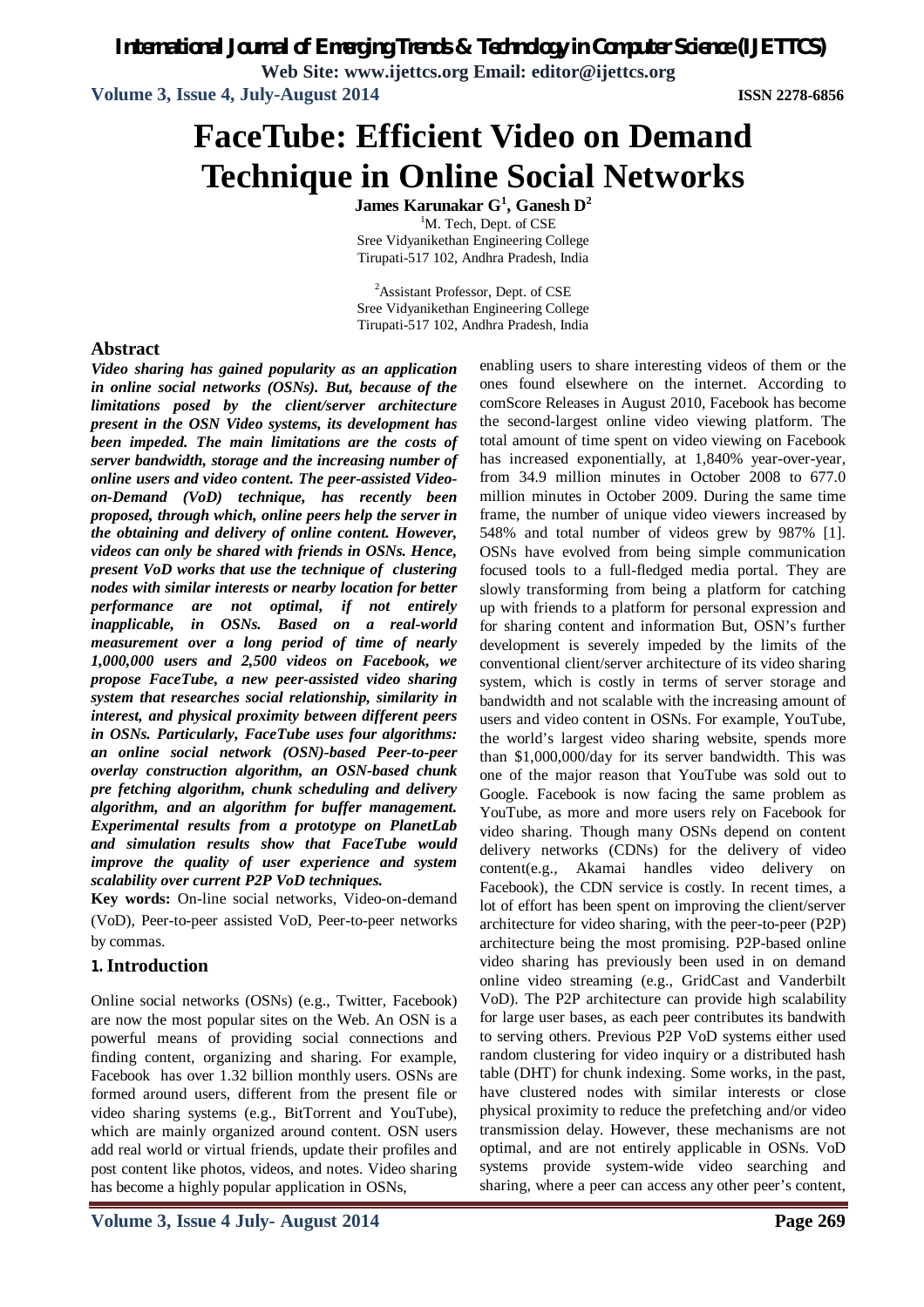# FaceTube: Efficient Video on Demand Technique in Online Social Networks

**James Karunakar G[1], Ganesh D[2]**

[1]M. Tech, Dept. of CSE
Sree Vidyanikethan Engineering College
Tirupati-517 102, Andhra Pradesh, India

[2]Assistant Professor, Dept. of CSE
Sree Vidyanikethan Engineering College
Tirupati-517 102, Andhra Pradesh, India

## Abstract

***Video sharing has gained popularity as an application in online social networks (OSNs). But, because of the limitations posed by the client/server architecture present in the OSN Video systems, its development has been impeded. The main limitations are the costs of server bandwidth, storage and the increasing number of online users and video content. The peer-assisted Video-on-Demand (VoD) technique, has recently been proposed, through which, online peers help the server in the obtaining and delivery of online content. However, videos can only be shared with friends in OSNs. Hence, present VoD works that use the technique of clustering nodes with similar interests or nearby location for better performance are not optimal, if not entirely inapplicable, in OSNs. Based on a real-world measurement over a long period of time of nearly 1,000,000 users and 2,500 videos on Facebook, we propose FaceTube, a new peer-assisted video sharing system that researches social relationship, similarity in interest, and physical proximity between different peers in OSNs. Particularly, FaceTube uses four algorithms: an online social network (OSN)-based Peer-to-peer overlay construction algorithm, an OSN-based chunk pre fetching algorithm, chunk scheduling and delivery algorithm, and an algorithm for buffer management. Experimental results from a prototype on PlanetLab and simulation results show that FaceTube would improve the quality of user experience and system scalability over current P2P VoD techniques.***

**Key words:** On-line social networks, Video-on-demand (VoD), Peer-to-peer assisted VoD, Peer-to-peer networks by commas.

## 1. Introduction

Online social networks (OSNs) (e.g., Twitter, Facebook) are now the most popular sites on the Web. An OSN is a powerful means of providing social connections and finding content, organizing and sharing. For example, Facebook has over 1.32 billion monthly users. OSNs are formed around users, different from the present file or video sharing systems (e.g., BitTorrent and YouTube), which are mainly organized around content. OSN users add real world or virtual friends, update their profiles and post content like photos, videos, and notes. Video sharing has become a highly popular application in OSNs, enabling users to share interesting videos of them or the ones found elsewhere on the internet. According to comScore Releases in August 2010, Facebook has become the second-largest online video viewing platform. The total amount of time spent on video viewing on Facebook has increased exponentially, at 1,840% year-over-year, from 34.9 million minutes in October 2008 to 677.0 million minutes in October 2009. During the same time frame, the number of unique video viewers increased by 548% and total number of videos grew by 987% [1]. OSNs have evolved from being simple communication focused tools to a full-fledged media portal. They are slowly transforming from being a platform for catching up with friends to a platform for personal expression and for sharing content and information But, OSN's further development is severely impeded by the limits of the conventional client/server architecture of its video sharing system, which is costly in terms of server storage and bandwidth and not scalable with the increasing amount of users and video content in OSNs. For example, YouTube, the world's largest video sharing website, spends more than $1,000,000/day for its server bandwidth. This was one of the major reason that YouTube was sold out to Google. Facebook is now facing the same problem as YouTube, as more and more users rely on Facebook for video sharing. Though many OSNs depend on content delivery networks (CDNs) for the delivery of video content(e.g., Akamai handles video delivery on Facebook), the CDN service is costly. In recent times, a lot of effort has been spent on improving the client/server architecture for video sharing, with the peer-to-peer (P2P) architecture being the most promising. P2P-based online video sharing has previously been used in on demand online video streaming (e.g., GridCast and Vanderbilt VoD). The P2P architecture can provide high scalability for large user bases, as each peer contributes its bandwith to serving others. Previous P2P VoD systems either used random clustering for video inquiry or a distributed hash table (DHT) for chunk indexing. Some works, in the past, have clustered nodes with similar interests or close physical proximity to reduce the prefetching and/or video transmission delay. However, these mechanisms are not optimal, and are not entirely applicable in OSNs. VoD systems provide system-wide video searching and sharing, where a peer can access any other peer's content,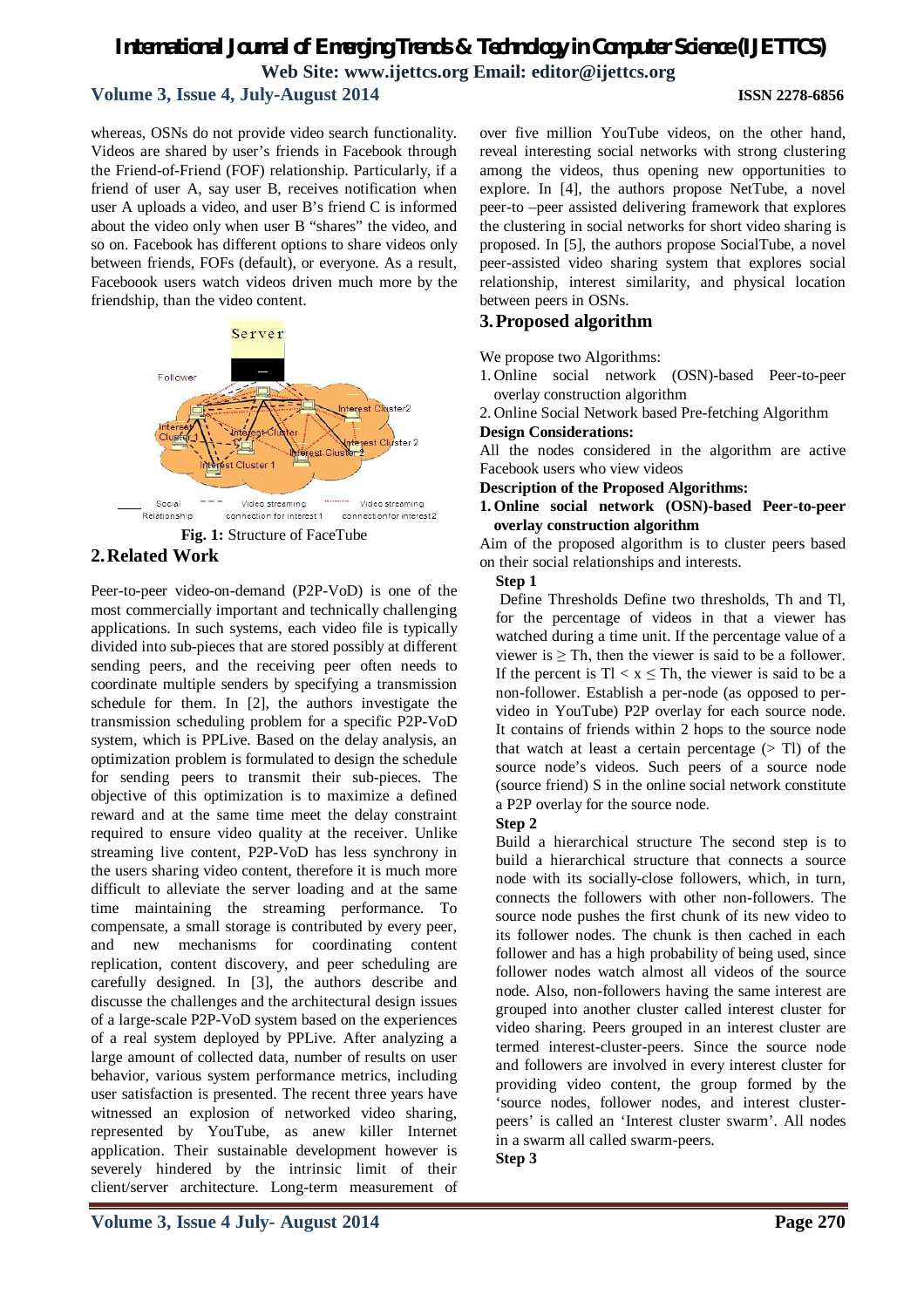whereas, OSNs do not provide video search functionality. Videos are shared by user's friends in Facebook through the Friend-of-Friend (FOF) relationship. Particularly, if a friend of user A, say user B, receives notification when user A uploads a video, and user B's friend C is informed about the video only when user B "shares" the video, and so on. Facebook has different options to share videos only between friends, FOFs (default), or everyone. As a result, Faceboook users watch videos driven much more by the friendship, than the video content.

Server

Follower

Interest Cluster2

Interest Cluster 1

Interest Cluster

Interest Cluster 2

Interest Cluster 2

Interest Cluster 1

Social Relationship

Video streaming connection for interest 1

Video streaming connection for interest2

**Fig. 1:** Structure of FaceTube

## 2. Related Work

Peer-to-peer video-on-demand (P2P-VoD) is one of the most commercially important and technically challenging applications. In such systems, each video file is typically divided into sub-pieces that are stored possibly at different sending peers, and the receiving peer often needs to coordinate multiple senders by specifying a transmission schedule for them. In [2], the authors investigate the transmission scheduling problem for a specific P2P-VoD system, which is PPLive. Based on the delay analysis, an optimization problem is formulated to design the schedule for sending peers to transmit their sub-pieces. The objective of this optimization is to maximize a defined reward and at the same time meet the delay constraint required to ensure video quality at the receiver. Unlike streaming live content, P2P-VoD has less synchrony in the users sharing video content, therefore it is much more difficult to alleviate the server loading and at the same time maintaining the streaming performance. To compensate, a small storage is contributed by every peer, and new mechanisms for coordinating content replication, content discovery, and peer scheduling are carefully designed. In [3], the authors describe and discusse the challenges and the architectural design issues of a large-scale P2P-VoD system based on the experiences of a real system deployed by PPLive. After analyzing a large amount of collected data, number of results on user behavior, various system performance metrics, including user satisfaction is presented. The recent three years have witnessed an explosion of networked video sharing, represented by YouTube, as new killer Internet application. Their sustainable development however is severely hindered by the intrinsic limit of their client/server architecture. Long-term measurement of over five million YouTube videos, on the other hand, reveal interesting social networks with strong clustering among the videos, thus opening new opportunities to explore. In [4], the authors propose NetTube, a novel peer-to –peer assisted delivering framework that explores the clustering in social networks for short video sharing is proposed. In [5], the authors propose SocialTube, a novel peer-assisted video sharing system that explores social relationship, interest similarity, and physical location between peers in OSNs.

## 3. Proposed algorithm

We propose two Algorithms:

1. Online social network (OSN)-based Peer-to-peer overlay construction algorithm
2. Online Social Network based Pre-fetching Algorithm

**Design Considerations:**

All the nodes considered in the algorithm are active Facebook users who view videos

**Description of the Proposed Algorithms:**

**1. Online social network (OSN)-based Peer-to-peer overlay construction algorithm**

Aim of the proposed algorithm is to cluster peers based on their social relationships and interests.

**Step 1**

Define Thresholds Define two thresholds, Th and Tl, for the percentage of videos in that a viewer has watched during a time unit. If the percentage value of a viewer is $\geq$ Th, then the viewer is said to be a follower. If the percent is $Tl < x \leq Th$, the viewer is said to be a non-follower. Establish a per-node (as opposed to per-video in YouTube) P2P overlay for each source node. It contains of friends within 2 hops to the source node that watch at least a certain percentage ($>$ Tl) of the source node's videos. Such peers of a source node (source friend) S in the online social network constitute a P2P overlay for the source node.

**Step 2**

Build a hierarchical structure The second step is to build a hierarchical structure that connects a source node with its socially-close followers, which, in turn, connects the followers with other non-followers. The source node pushes the first chunk of its new video to its follower nodes. The chunk is then cached in each follower and has a high probability of being used, since follower nodes watch almost all videos of the source node. Also, non-followers having the same interest are grouped into another cluster called interest cluster for video sharing. Peers grouped in an interest cluster are termed interest-cluster-peers. Since the source node and followers are involved in every interest cluster for providing video content, the group formed by the 'source nodes, follower nodes, and interest cluster-peers' is called an 'Interest cluster swarm'. All nodes in a swarm all called swarm-peers.

**Step 3**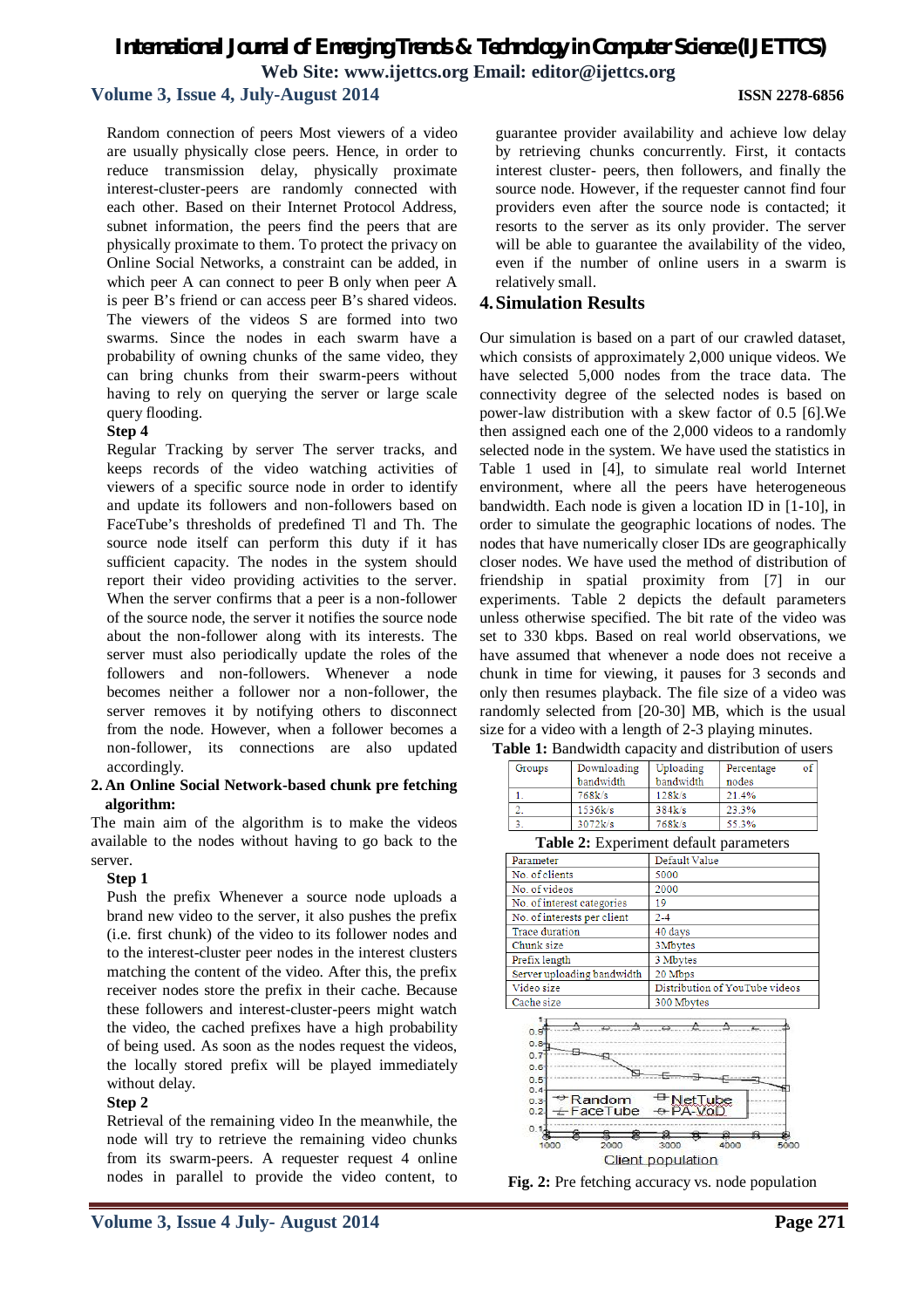Random connection of peers Most viewers of a video are usually physically close peers. Hence, in order to reduce transmission delay, physically proximate interest-cluster-peers are randomly connected with each other. Based on their Internet Protocol Address, subnet information, the peers find the peers that are physically proximate to them. To protect the privacy on Online Social Networks, a constraint can be added, in which peer A can connect to peer B only when peer A is peer B's friend or can access peer B's shared videos. The viewers of the videos S are formed into two swarms. Since the nodes in each swarm have a probability of owning chunks of the same video, they can bring chunks from their swarm-peers without having to rely on querying the server or large scale query flooding.

**Step 4**

Regular Tracking by server The server tracks, and keeps records of the video watching activities of viewers of a specific source node in order to identify and update its followers and non-followers based on FaceTube's thresholds of predefined Tl and Th. The source node itself can perform this duty if it has sufficient capacity. The nodes in the system should report their video providing activities to the server. When the server confirms that a peer is a non-follower of the source node, the server it notifies the source node about the non-follower along with its interests. The server must also periodically update the roles of the followers and non-followers. Whenever a node becomes neither a follower nor a non-follower, the server removes it by notifying others to disconnect from the node. However, when a follower becomes a non-follower, its connections are also updated accordingly.

**2. An Online Social Network-based chunk pre fetching algorithm:**

The main aim of the algorithm is to make the videos available to the nodes without having to go back to the server.

**Step 1**

Push the prefix Whenever a source node uploads a brand new video to the server, it also pushes the prefix (i.e. first chunk) of the video to its follower nodes and to the interest-cluster peer nodes in the interest clusters matching the content of the video. After this, the prefix receiver nodes store the prefix in their cache. Because these followers and interest-cluster-peers might watch the video, the cached prefixes have a high probability of being used. As soon as the nodes request the videos, the locally stored prefix will be played immediately without delay.

**Step 2**

Retrieval of the remaining video In the meanwhile, the node will try to retrieve the remaining video chunks from its swarm-peers. A requester request 4 online nodes in parallel to provide the video content, to guarantee provider availability and achieve low delay by retrieving chunks concurrently. First, it contacts interest cluster- peers, then followers, and finally the source node. However, if the requester cannot find four providers even after the source node is contacted; it resorts to the server as its only provider. The server will be able to guarantee the availability of the video, even if the number of online users in a swarm is relatively small.

## 4. Simulation Results

Our simulation is based on a part of our crawled dataset, which consists of approximately 2,000 unique videos. We have selected 5,000 nodes from the trace data. The connectivity degree of the selected nodes is based on power-law distribution with a skew factor of 0.5 [6].We then assigned each one of the 2,000 videos to a randomly selected node in the system. We have used the statistics in Table 1 used in [4], to simulate real world Internet environment, where all the peers have heterogeneous bandwidth. Each node is given a location ID in [1-10], in order to simulate the geographic locations of nodes. The nodes that have numerically closer IDs are geographically closer nodes. We have used the method of distribution of friendship in spatial proximity from [7] in our experiments. Table 2 depicts the default parameters unless otherwise specified. The bit rate of the video was set to 330 kbps. Based on real world observations, we have assumed that whenever a node does not receive a chunk in time for viewing, it pauses for 3 seconds and only then resumes playback. The file size of a video was randomly selected from [20-30] MB, which is the usual size for a video with a length of 2-3 playing minutes.

**Table 1:** Bandwidth capacity and distribution of users

| Groups | Downloading bandwidth | Uploading bandwidth | Percentage of nodes |
|---|---|---|---|
| 1. | 768k/s | 128k/s | 21.4% |
| 2. | 1536k/s | 384k/s | 23.3% |
| 3. | 3072k/s | 768k/s | 55.3% |

**Table 2:** Experiment default parameters

| Parameter | Default Value |
|---|---|
| No. of clients | 5000 |
| No. of videos | 2000 |
| No. of interest categories | 19 |
| No. of interests per client | 2-4 |
| Trace duration | 40 days |
| Chunk size | 3Mbytes |
| Prefix length | 3 Mbytes |
| Server uploading bandwidth | 20 Mbps |
| Video size | Distribution of YouTube videos |
| Cache size | 300 Mbytes |

1
0.9
0.8
0.7
0.6
0.5
0.4
0.3
0.2
0.1
0
1000 2000 3000 4000 5000
Random
NetTube
FaceTube
PA-VoD
Client population

**Fig. 2:** Pre fetching accuracy vs. node population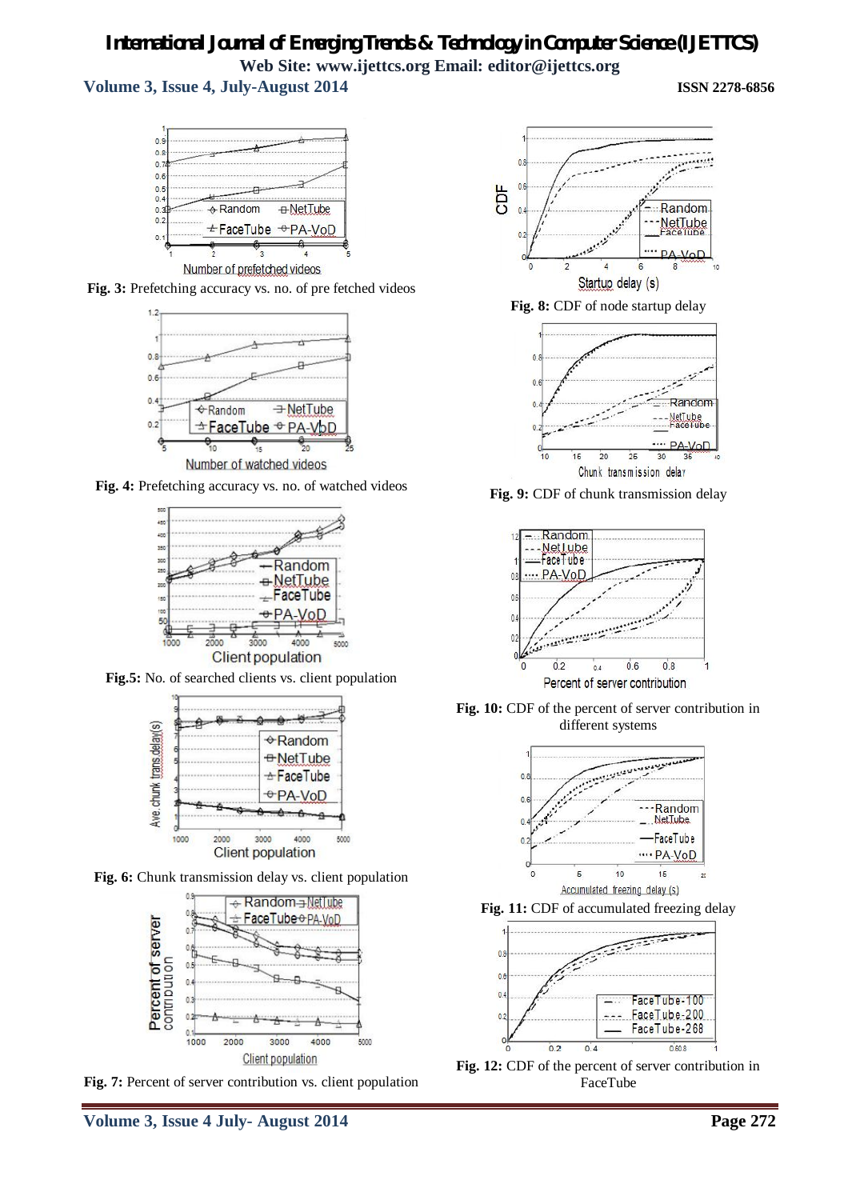Number of prefetched videos

Random
NetTube
FaceTube
PA-VoD

**Fig. 3:** Prefetching accuracy vs. no. of pre fetched videos

Number of watched videos

Random
NetTube
FaceTube
PA-VoD

**Fig. 4:** Prefetching accuracy vs. no. of watched videos

Client population

Random
NetTube
FaceTube
PA-VoD

**Fig.5:** No. of searched clients vs. client population

Ave. chunk trans.delay(s)

Client population

Random
NetTube
FaceTube
PA-VoD

**Fig. 6:** Chunk transmission delay vs. client population

Percent of server contribution

Client population

Random
NetTube
FaceTube
PA-VoD

**Fig. 7:** Percent of server contribution vs. client population

CDF

Startup delay (s)

Random
NetTube
FaceTube
PA-VoD

**Fig. 8:** CDF of node startup delay

Chunk transmission delay

Random
NetTube
FaceTube
PA-VoD

**Fig. 9:** CDF of chunk transmission delay

Percent of server contribution

Random
NetTube
FaceTube
PA-VoD

**Fig. 10:** CDF of the percent of server contribution in different systems

Accumulated freezing delay (s)

Random
NetTube
FaceTube
PA-VoD

**Fig. 11:** CDF of accumulated freezing delay

FaceTube-100
FaceTube-200
FaceTube-268

**Fig. 12:** CDF of the percent of server contribution in FaceTube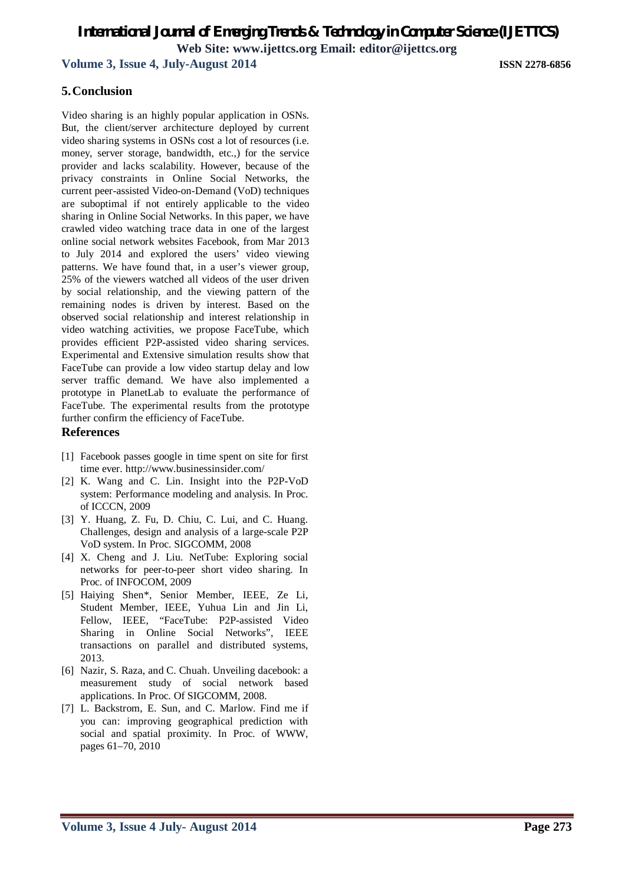## 5. Conclusion

Video sharing is an highly popular application in OSNs. But, the client/server architecture deployed by current video sharing systems in OSNs cost a lot of resources (i.e. money, server storage, bandwidth, etc.,) for the service provider and lacks scalability. However, because of the privacy constraints in Online Social Networks, the current peer-assisted Video-on-Demand (VoD) techniques are suboptimal if not entirely applicable to the video sharing in Online Social Networks. In this paper, we have crawled video watching trace data in one of the largest online social network websites Facebook, from Mar 2013 to July 2014 and explored the users' video viewing patterns. We have found that, in a user's viewer group, 25% of the viewers watched all videos of the user driven by social relationship, and the viewing pattern of the remaining nodes is driven by interest. Based on the observed social relationship and interest relationship in video watching activities, we propose FaceTube, which provides efficient P2P-assisted video sharing services. Experimental and Extensive simulation results show that FaceTube can provide a low video startup delay and low server traffic demand. We have also implemented a prototype in PlanetLab to evaluate the performance of FaceTube. The experimental results from the prototype further confirm the efficiency of FaceTube.

## References

[1] Facebook passes google in time spent on site for first time ever. http://www.businessinsider.com/

[2] K. Wang and C. Lin. Insight into the P2P-VoD system: Performance modeling and analysis. In Proc. of ICCCN, 2009

[3] Y. Huang, Z. Fu, D. Chiu, C. Lui, and C. Huang. Challenges, design and analysis of a large-scale P2P VoD system. In Proc. SIGCOMM, 2008

[4] X. Cheng and J. Liu. NetTube: Exploring social networks for peer-to-peer short video sharing. In Proc. of INFOCOM, 2009

[5] Haiying Shen*, Senior Member, IEEE, Ze Li, Student Member, IEEE, Yuhua Lin and Jin Li, Fellow, IEEE, "FaceTube: P2P-assisted Video Sharing in Online Social Networks", IEEE transactions on parallel and distributed systems, 2013.

[6] Nazir, S. Raza, and C. Chuah. Unveiling dacebook: a measurement study of social network based applications. In Proc. Of SIGCOMM, 2008.

[7] L. Backstrom, E. Sun, and C. Marlow. Find me if you can: improving geographical prediction with social and spatial proximity. In Proc. of WWW, pages 61–70, 2010